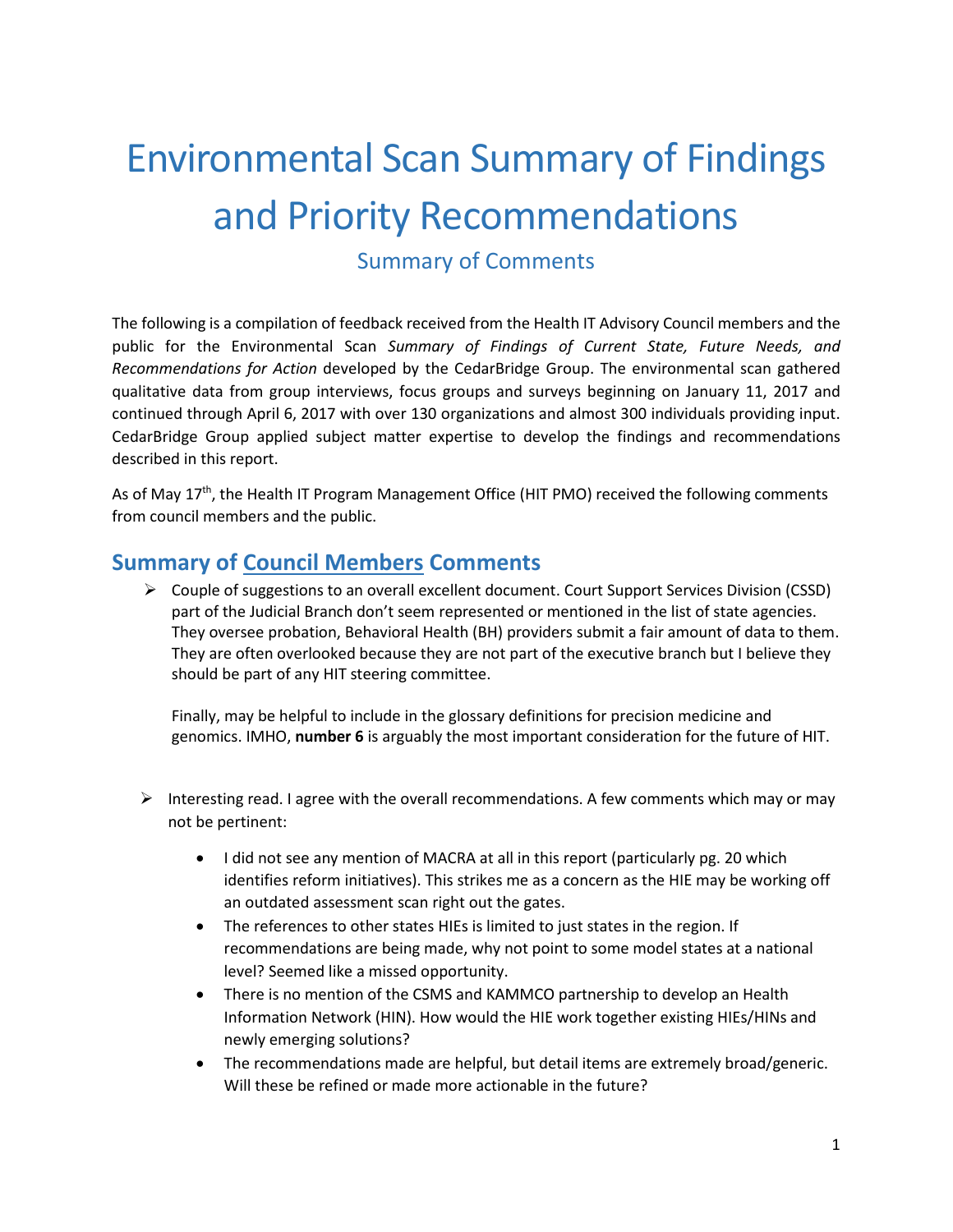# Environmental Scan Summary of Findings and Priority Recommendations

## Summary of Comments

The following is a compilation of feedback received from the Health IT Advisory Council members and the public for the Environmental Scan *Summary of Findings of Current State, Future Needs, and Recommendations for Action* developed by the CedarBridge Group. The environmental scan gathered qualitative data from group interviews, focus groups and surveys beginning on January 11, 2017 and continued through April 6, 2017 with over 130 organizations and almost 300 individuals providing input. CedarBridge Group applied subject matter expertise to develop the findings and recommendations described in this report.

As of May 17th, the Health IT Program Management Office (HIT PMO) received the following comments from council members and the public.

## Summary of Council Members Comments

- Couple of suggestions to an overall excellent document. Court Support Services Division (CSSD) part of the Judicial Branch don't seem represented or mentioned in the list of state agencies. They oversee probation, Behavioral Health (BH) providers submit a fair amount of data to them. They are often overlooked because they are not part of the executive branch but I believe they should be part of any HIT steering committee.

  Finally, may be helpful to include in the glossary definitions for precision medicine and genomics. IMHO, **number 6** is arguably the most important consideration for the future of HIT.

- Interesting read. I agree with the overall recommendations. A few comments which may or may not be pertinent:
  - I did not see any mention of MACRA at all in this report (particularly pg. 20 which identifies reform initiatives). This strikes me as a concern as the HIE may be working off an outdated assessment scan right out the gates.
  - The references to other states HIEs is limited to just states in the region. If recommendations are being made, why not point to some model states at a national level? Seemed like a missed opportunity.
  - There is no mention of the CSMS and KAMMCO partnership to develop an Health Information Network (HIN). How would the HIE work together existing HIEs/HINs and newly emerging solutions?
  - The recommendations made are helpful, but detail items are extremely broad/generic. Will these be refined or made more actionable in the future?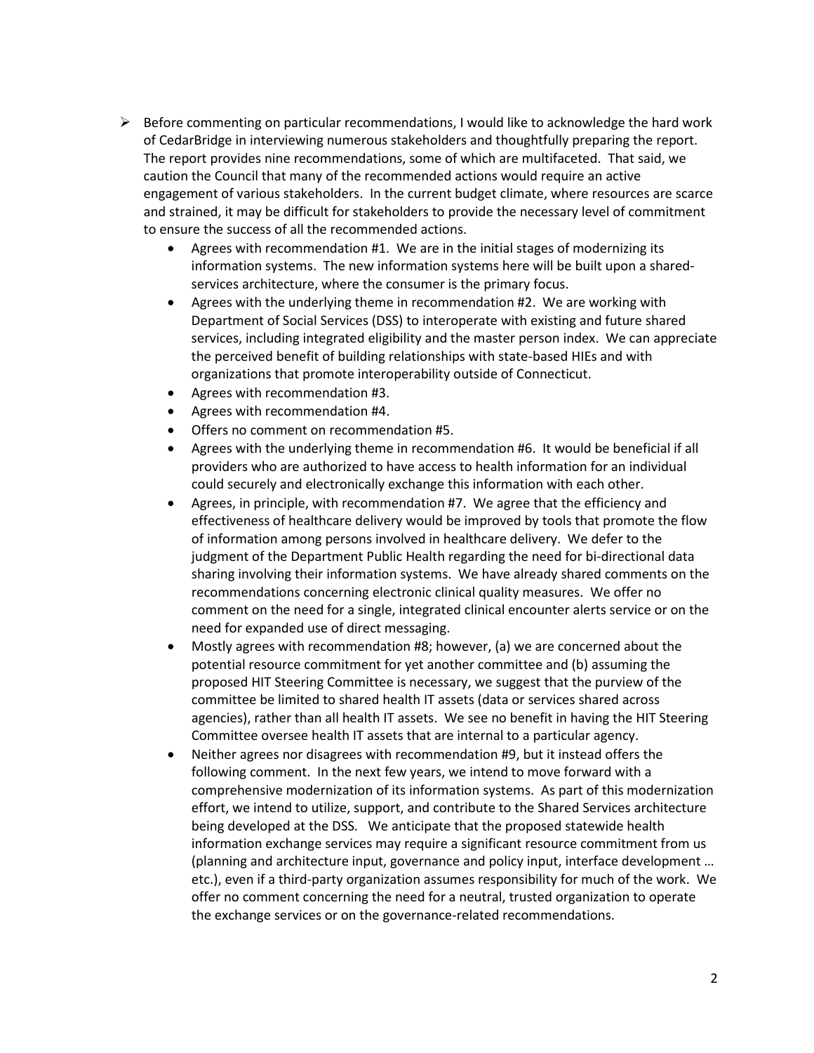- Before commenting on particular recommendations, I would like to acknowledge the hard work of CedarBridge in interviewing numerous stakeholders and thoughtfully preparing the report. The report provides nine recommendations, some of which are multifaceted. That said, we caution the Council that many of the recommended actions would require an active engagement of various stakeholders. In the current budget climate, where resources are scarce and strained, it may be difficult for stakeholders to provide the necessary level of commitment to ensure the success of all the recommended actions.
    - Agrees with recommendation #1. We are in the initial stages of modernizing its information systems. The new information systems here will be built upon a shared-services architecture, where the consumer is the primary focus.
    - Agrees with the underlying theme in recommendation #2. We are working with Department of Social Services (DSS) to interoperate with existing and future shared services, including integrated eligibility and the master person index. We can appreciate the perceived benefit of building relationships with state-based HIEs and with organizations that promote interoperability outside of Connecticut.
    - Agrees with recommendation #3.
    - Agrees with recommendation #4.
    - Offers no comment on recommendation #5.
    - Agrees with the underlying theme in recommendation #6. It would be beneficial if all providers who are authorized to have access to health information for an individual could securely and electronically exchange this information with each other.
    - Agrees, in principle, with recommendation #7. We agree that the efficiency and effectiveness of healthcare delivery would be improved by tools that promote the flow of information among persons involved in healthcare delivery. We defer to the judgment of the Department Public Health regarding the need for bi-directional data sharing involving their information systems. We have already shared comments on the recommendations concerning electronic clinical quality measures. We offer no comment on the need for a single, integrated clinical encounter alerts service or on the need for expanded use of direct messaging.
    - Mostly agrees with recommendation #8; however, (a) we are concerned about the potential resource commitment for yet another committee and (b) assuming the proposed HIT Steering Committee is necessary, we suggest that the purview of the committee be limited to shared health IT assets (data or services shared across agencies), rather than all health IT assets. We see no benefit in having the HIT Steering Committee oversee health IT assets that are internal to a particular agency.
    - Neither agrees nor disagrees with recommendation #9, but it instead offers the following comment. In the next few years, we intend to move forward with a comprehensive modernization of its information systems. As part of this modernization effort, we intend to utilize, support, and contribute to the Shared Services architecture being developed at the DSS. We anticipate that the proposed statewide health information exchange services may require a significant resource commitment from us (planning and architecture input, governance and policy input, interface development … etc.), even if a third-party organization assumes responsibility for much of the work. We offer no comment concerning the need for a neutral, trusted organization to operate the exchange services or on the governance-related recommendations.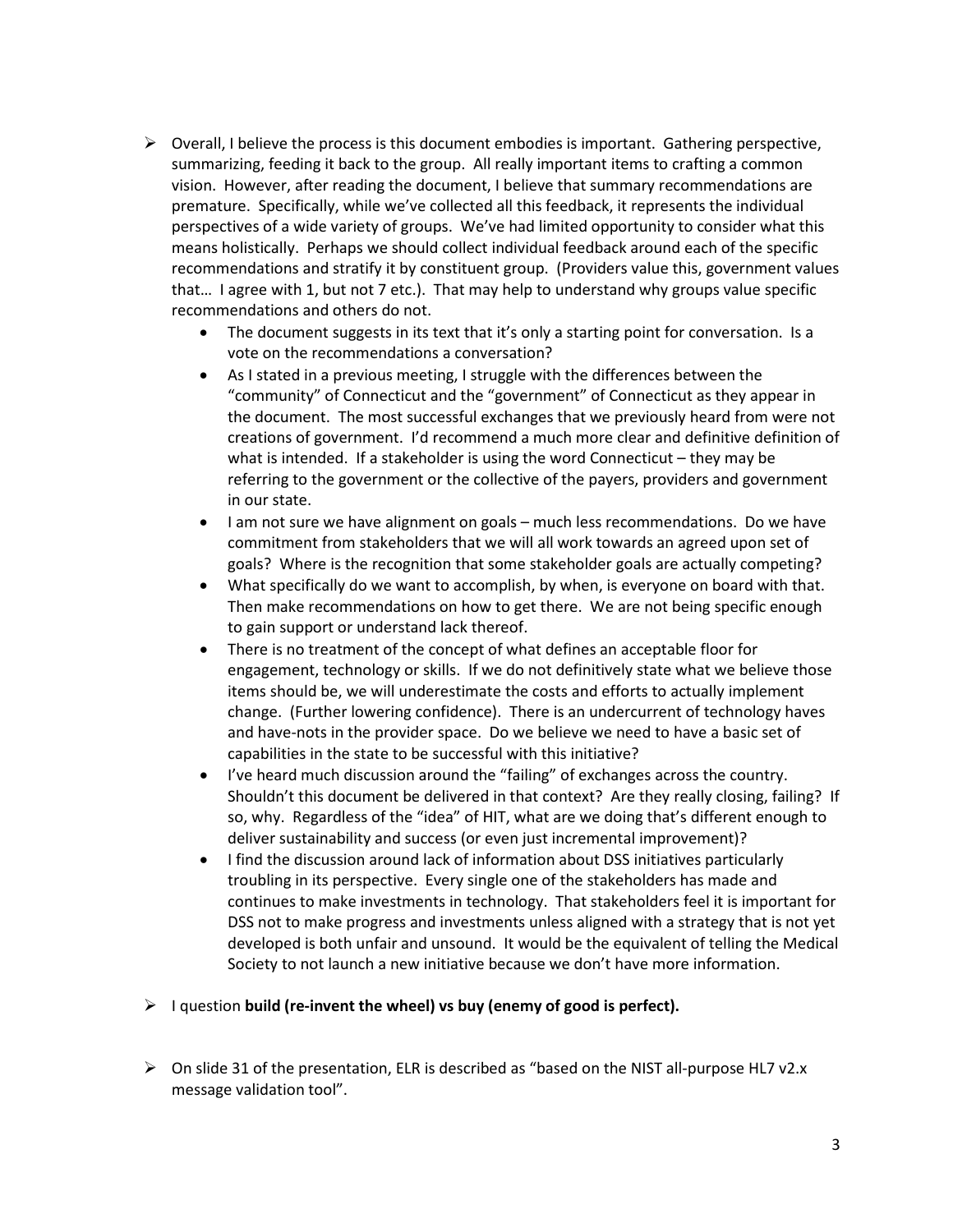- Overall, I believe the process is this document embodies is important. Gathering perspective, summarizing, feeding it back to the group. All really important items to crafting a common vision. However, after reading the document, I believe that summary recommendations are premature. Specifically, while we've collected all this feedback, it represents the individual perspectives of a wide variety of groups. We've had limited opportunity to consider what this means holistically. Perhaps we should collect individual feedback around each of the specific recommendations and stratify it by constituent group. (Providers value this, government values that… I agree with 1, but not 7 etc.). That may help to understand why groups value specific recommendations and others do not.
  - The document suggests in its text that it's only a starting point for conversation. Is a vote on the recommendations a conversation?
  - As I stated in a previous meeting, I struggle with the differences between the "community" of Connecticut and the "government" of Connecticut as they appear in the document. The most successful exchanges that we previously heard from were not creations of government. I'd recommend a much more clear and definitive definition of what is intended. If a stakeholder is using the word Connecticut – they may be referring to the government or the collective of the payers, providers and government in our state.
  - I am not sure we have alignment on goals – much less recommendations. Do we have commitment from stakeholders that we will all work towards an agreed upon set of goals? Where is the recognition that some stakeholder goals are actually competing?
  - What specifically do we want to accomplish, by when, is everyone on board with that. Then make recommendations on how to get there. We are not being specific enough to gain support or understand lack thereof.
  - There is no treatment of the concept of what defines an acceptable floor for engagement, technology or skills. If we do not definitively state what we believe those items should be, we will underestimate the costs and efforts to actually implement change. (Further lowering confidence). There is an undercurrent of technology haves and have-nots in the provider space. Do we believe we need to have a basic set of capabilities in the state to be successful with this initiative?
  - I've heard much discussion around the "failing" of exchanges across the country. Shouldn't this document be delivered in that context? Are they really closing, failing? If so, why. Regardless of the "idea" of HIT, what are we doing that's different enough to deliver sustainability and success (or even just incremental improvement)?
  - I find the discussion around lack of information about DSS initiatives particularly troubling in its perspective. Every single one of the stakeholders has made and continues to make investments in technology. That stakeholders feel it is important for DSS not to make progress and investments unless aligned with a strategy that is not yet developed is both unfair and unsound. It would be the equivalent of telling the Medical Society to not launch a new initiative because we don't have more information.

- I question **build (re-invent the wheel) vs buy (enemy of good is perfect).**

- On slide 31 of the presentation, ELR is described as "based on the NIST all-purpose HL7 v2.x message validation tool".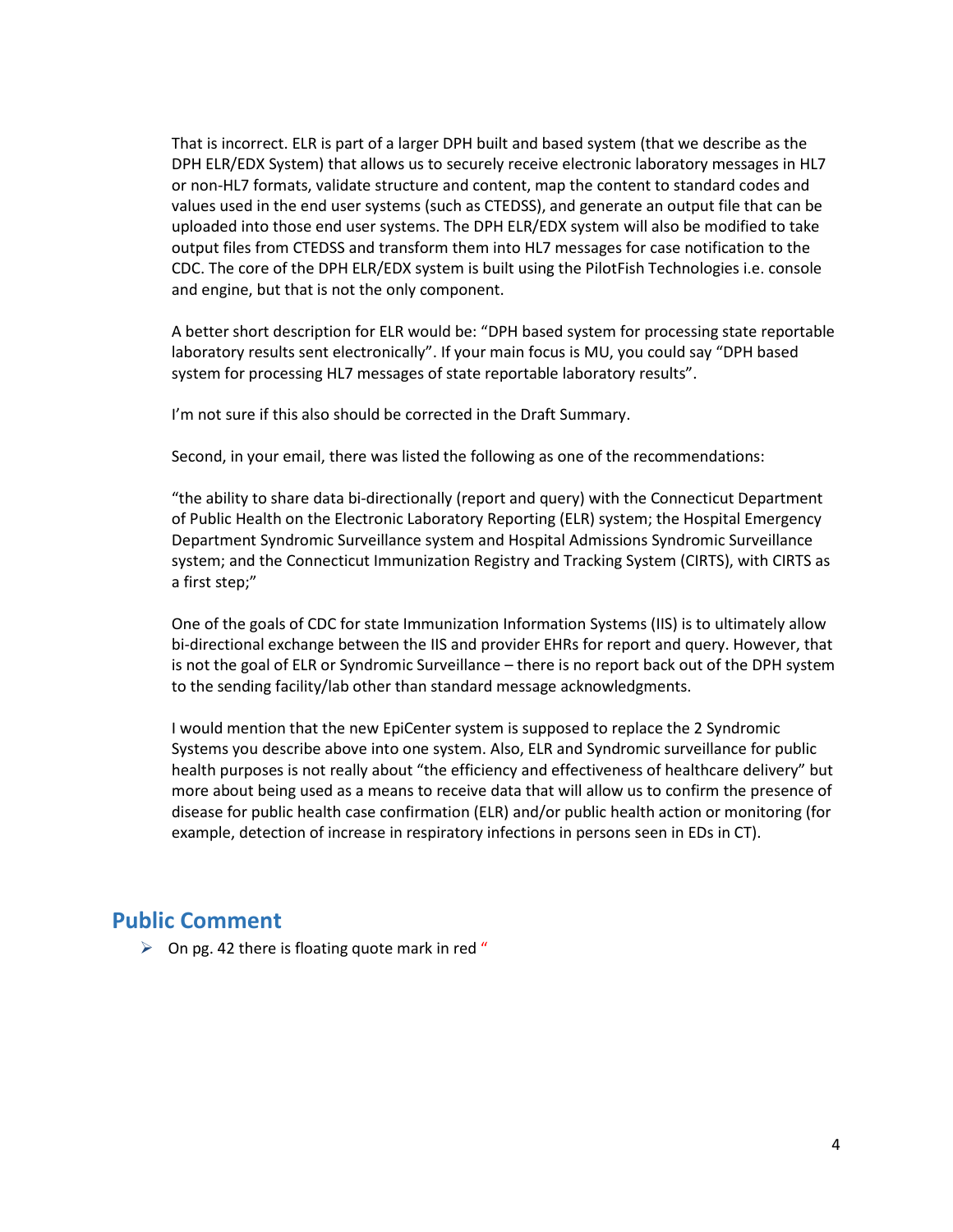That is incorrect. ELR is part of a larger DPH built and based system (that we describe as the DPH ELR/EDX System) that allows us to securely receive electronic laboratory messages in HL7 or non-HL7 formats, validate structure and content, map the content to standard codes and values used in the end user systems (such as CTEDSS), and generate an output file that can be uploaded into those end user systems. The DPH ELR/EDX system will also be modified to take output files from CTEDSS and transform them into HL7 messages for case notification to the CDC. The core of the DPH ELR/EDX system is built using the PilotFish Technologies i.e. console and engine, but that is not the only component.

A better short description for ELR would be: "DPH based system for processing state reportable laboratory results sent electronically". If your main focus is MU, you could say "DPH based system for processing HL7 messages of state reportable laboratory results".

I'm not sure if this also should be corrected in the Draft Summary.

Second, in your email, there was listed the following as one of the recommendations:

"the ability to share data bi-directionally (report and query) with the Connecticut Department of Public Health on the Electronic Laboratory Reporting (ELR) system; the Hospital Emergency Department Syndromic Surveillance system and Hospital Admissions Syndromic Surveillance system; and the Connecticut Immunization Registry and Tracking System (CIRTS), with CIRTS as a first step;"

One of the goals of CDC for state Immunization Information Systems (IIS) is to ultimately allow bi-directional exchange between the IIS and provider EHRs for report and query. However, that is not the goal of ELR or Syndromic Surveillance – there is no report back out of the DPH system to the sending facility/lab other than standard message acknowledgments.

I would mention that the new EpiCenter system is supposed to replace the 2 Syndromic Systems you describe above into one system. Also, ELR and Syndromic surveillance for public health purposes is not really about "the efficiency and effectiveness of healthcare delivery" but more about being used as a means to receive data that will allow us to confirm the presence of disease for public health case confirmation (ELR) and/or public health action or monitoring (for example, detection of increase in respiratory infections in persons seen in EDs in CT).

## Public Comment

- On pg. 42 there is floating quote mark in red "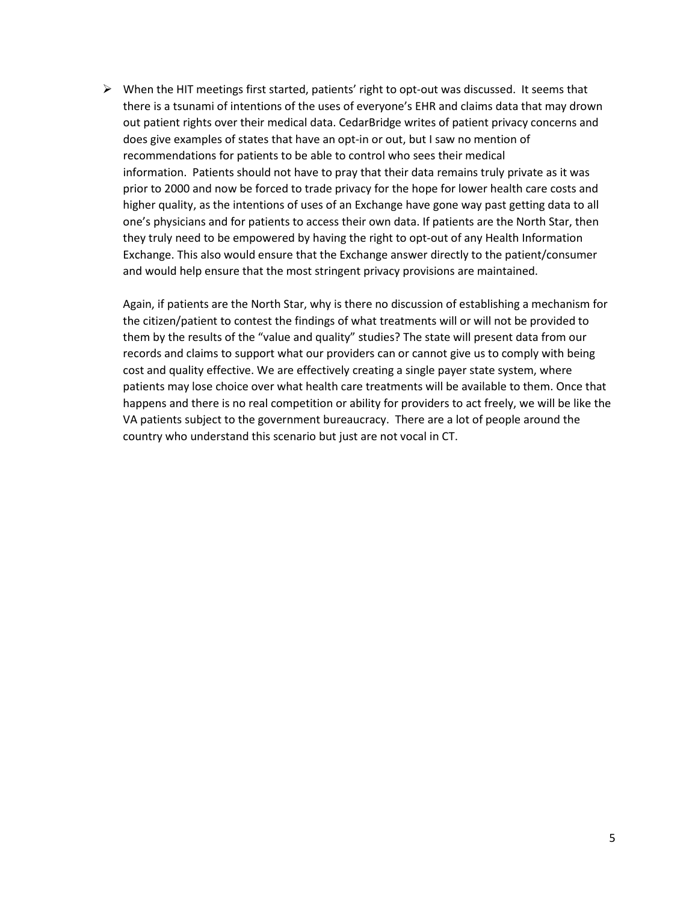- When the HIT meetings first started, patients' right to opt-out was discussed. It seems that there is a tsunami of intentions of the uses of everyone's EHR and claims data that may drown out patient rights over their medical data. CedarBridge writes of patient privacy concerns and does give examples of states that have an opt-in or out, but I saw no mention of recommendations for patients to be able to control who sees their medical information. Patients should not have to pray that their data remains truly private as it was prior to 2000 and now be forced to trade privacy for the hope for lower health care costs and higher quality, as the intentions of uses of an Exchange have gone way past getting data to all one's physicians and for patients to access their own data. If patients are the North Star, then they truly need to be empowered by having the right to opt-out of any Health Information Exchange. This also would ensure that the Exchange answer directly to the patient/consumer and would help ensure that the most stringent privacy provisions are maintained.

  Again, if patients are the North Star, why is there no discussion of establishing a mechanism for the citizen/patient to contest the findings of what treatments will or will not be provided to them by the results of the "value and quality" studies? The state will present data from our records and claims to support what our providers can or cannot give us to comply with being cost and quality effective. We are effectively creating a single payer state system, where patients may lose choice over what health care treatments will be available to them. Once that happens and there is no real competition or ability for providers to act freely, we will be like the VA patients subject to the government bureaucracy. There are a lot of people around the country who understand this scenario but just are not vocal in CT.